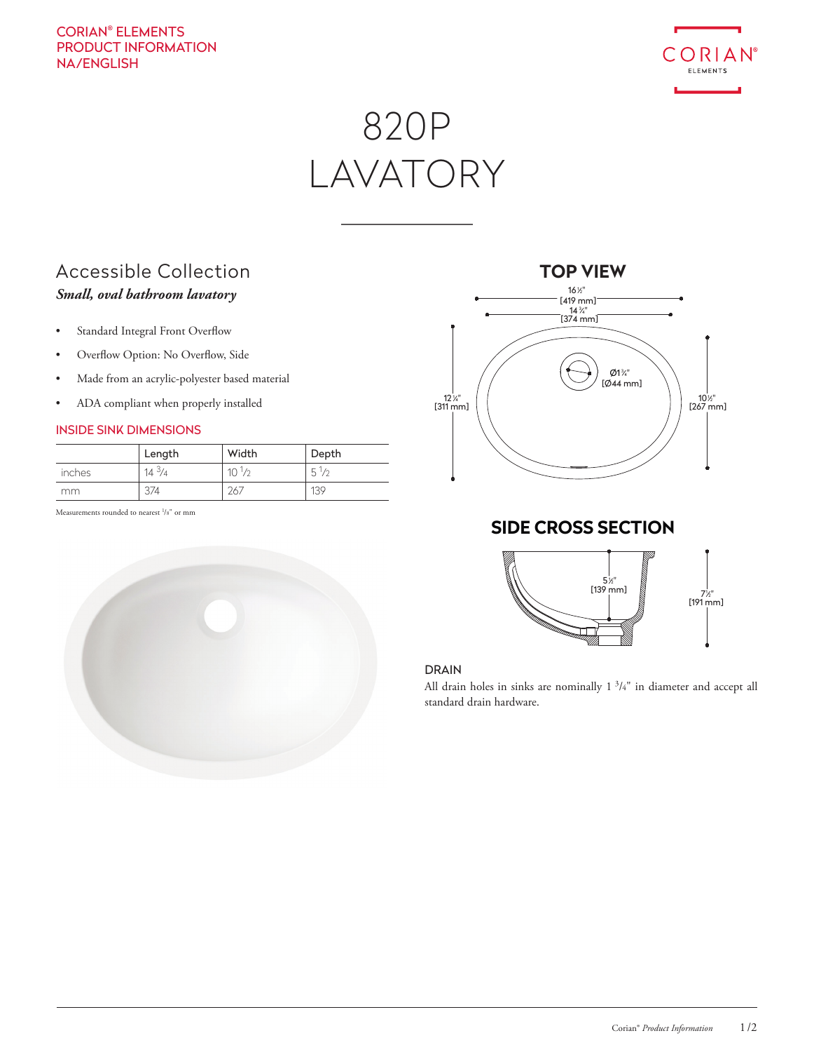CORIAN® ELEMENTS
PRODUCT INFORMATION
NA/ENGLISH

# 820P LAVATORY

## Accessible Collection

***Small, oval bathroom lavatory***

- Standard Integral Front Overflow
- Overflow Option: No Overflow, Side
- Made from an acrylic-polyester based material
- ADA compliant when properly installed

### INSIDE SINK DIMENSIONS

| | Length | Width | Depth |
|---|---|---|---|
| inches | 14 3/4 | 10 1/2 | 5 1/2 |
| mm | 374 | 267 | 139 |

Measurements rounded to nearest 1/8" or mm

## TOP VIEW

16½" [419 mm]
14¾" [374 mm]
12¼" [311 mm]
10½" [267 mm]
Ø1¾" [Ø44 mm]

## SIDE CROSS SECTION

5½" [139 mm]
7½" [191 mm]

### DRAIN

All drain holes in sinks are nominally 1 3/4" in diameter and accept all standard drain hardware.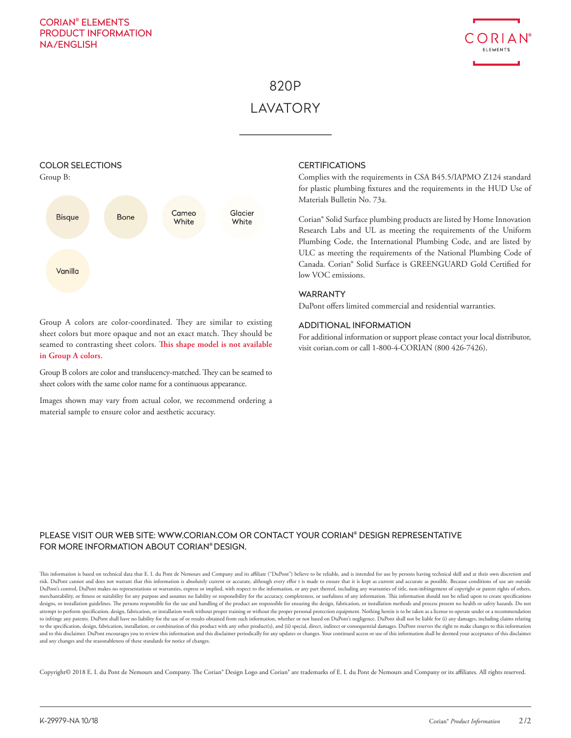CORIAN® ELEMENTS
PRODUCT INFORMATION
NA/ENGLISH

# 820P
# LAVATORY

## COLOR SELECTIONS

Group B:

Bisque
Bone
Cameo White
Glacier White
Vanilla

Group A colors are color-coordinated. They are similar to existing sheet colors but more opaque and not an exact match. They should be seamed to contrasting sheet colors. **This shape model is not available in Group A colors.**

Group B colors are color and translucency-matched. They can be seamed to sheet colors with the same color name for a continuous appearance.

Images shown may vary from actual color, we recommend ordering a material sample to ensure color and aesthetic accuracy.

## CERTIFICATIONS

Complies with the requirements in CSA B45.5/IAPMO Z124 standard for plastic plumbing fixtures and the requirements in the HUD Use of Materials Bulletin No. 73a.

Corian® Solid Surface plumbing products are listed by Home Innovation Research Labs and UL as meeting the requirements of the Uniform Plumbing Code, the International Plumbing Code, and are listed by ULC as meeting the requirements of the National Plumbing Code of Canada. Corian® Solid Surface is GREENGUARD Gold Certified for low VOC emissions.

## WARRANTY

DuPont offers limited commercial and residential warranties.

## ADDITIONAL INFORMATION

For additional information or support please contact your local distributor, visit corian.com or call 1-800-4-CORIAN (800 426-7426).

**PLEASE VISIT OUR WEB SITE: WWW.CORIAN.COM OR CONTACT YOUR CORIAN® DESIGN REPRESENTATIVE FOR MORE INFORMATION ABOUT CORIAN® DESIGN.**

This information is based on technical data that E. I. du Pont de Nemours and Company and its affiliate ("DuPont") believe to be reliable, and is intended for use by persons having technical skill and at their own discretion and risk. DuPont cannot and does not warrant that this information is absolutely current or accurate, although every effor t is made to ensure that it is kept as current and accurate as possible. Because conditions of use are outside DuPont's control, DuPont makes no representations or warranties, express or implied, with respect to the information, or any part thereof, including any warranties of title, non-infringement of copyright or patent rights of others, merchantability, or fitness or suitability for any purpose and assumes no liability or responsibility for the accuracy, completeness, or usefulness of any information. This information should not be relied upon to create specifications designs, or installation guidelines. The persons responsible for the use and handling of the product are responsible for ensuring the design, fabrication, or installation methods and process present no health or safety hazards. Do not attempt to perform specification, design, fabrication, or installation work without proper training or without the proper personal protection equipment. Nothing herein is to be taken as a license to operate under or a recommendation to infringe any patents. DuPont shall have no liability for the use of or results obtained from such information, whether or not based on DuPont's negligence. DuPont shall not be liable for (i) any damages, including claims relating to the specification, design, fabrication, installation, or combination of this product with any other product(s), and (ii) special, direct, indirect or consequential damages. DuPont reserves the right to make changes to this information and to this disclaimer. DuPont encourages you to review this information and this disclaimer periodically for any updates or changes. Your continued access or use of this information shall be deemed your acceptance of this disclaimer and any changes and the reasonableness of these standards for notice of changes.

Copyright© 2018 E. I. du Pont de Nemours and Company. The Corian® Design Logo and Corian® are trademarks of E. I. du Pont de Nemours and Company or its affiliates. All rights reserved.

K-29979-NA 10/18